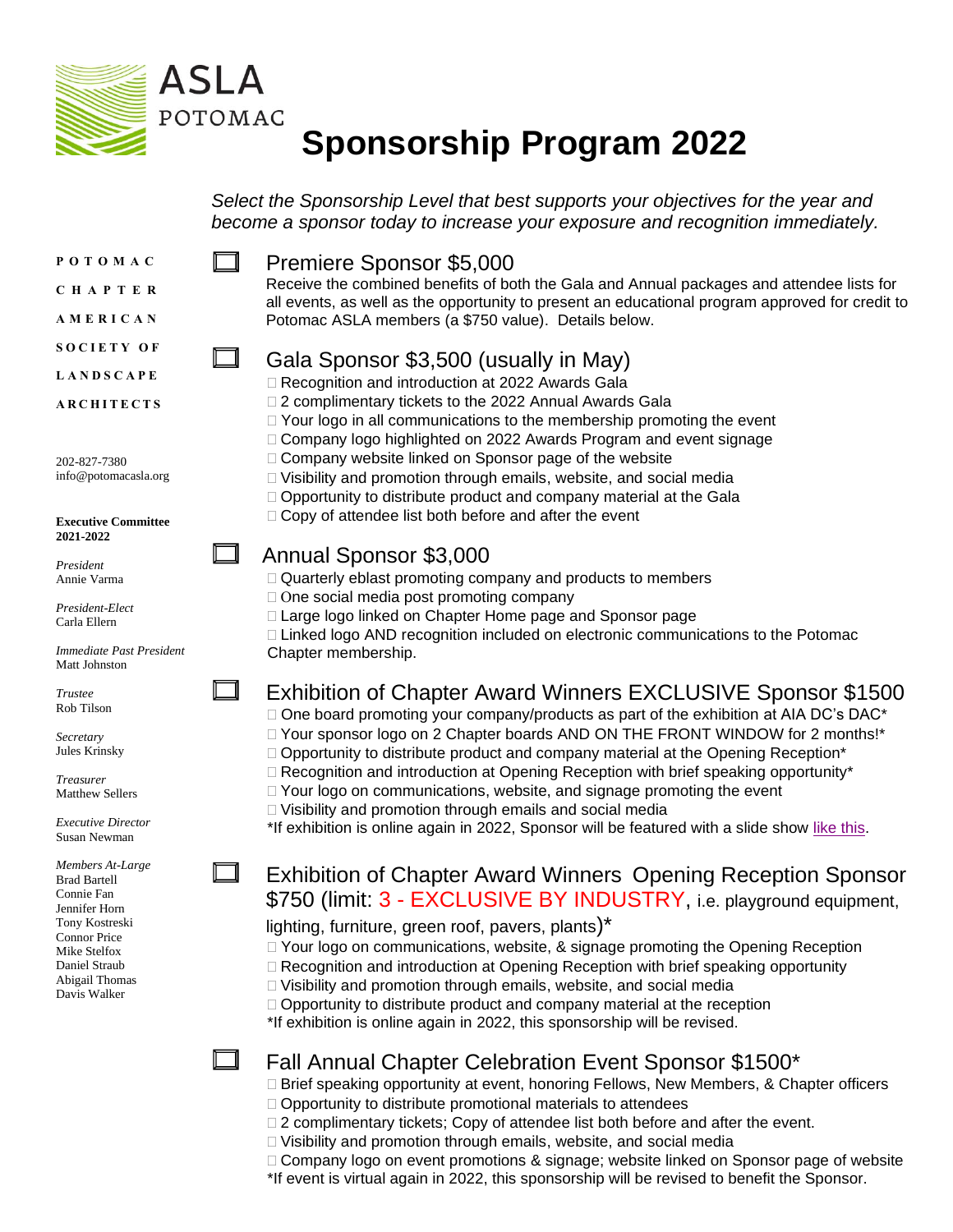ASLA POTOMAC

# Sponsorship Program 2022

*Select the Sponsorship Level that best supports your objectives for the year and become a sponsor today to increase your exposure and recognition immediately.*

**POTOMAC CHAPTER AMERICAN SOCIETY OF LANDSCAPE ARCHITECTS**

202-827-7380
info@potomacasla.org

**Executive Committee 2021-2022**

*President*
Annie Varma

*President-Elect*
Carla Ellern

*Immediate Past President*
Matt Johnston

*Trustee*
Rob Tilson

*Secretary*
Jules Krinsky

*Treasurer*
Matthew Sellers

*Executive Director*
Susan Newman

*Members At-Large*
Brad Bartell
Connie Fan
Jennifer Horn
Tony Kostreski
Connor Price
Mike Stelfox
Daniel Straub
Abigail Thomas
Davis Walker

## ☐ Premiere Sponsor $5,000

Receive the combined benefits of both the Gala and Annual packages and attendee lists for all events, as well as the opportunity to present an educational program approved for credit to Potomac ASLA members (a $750 value). Details below.

## ☐ Gala Sponsor $3,500 (usually in May)

- Recognition and introduction at 2022 Awards Gala
- 2 complimentary tickets to the 2022 Annual Awards Gala
- Your logo in all communications to the membership promoting the event
- Company logo highlighted on 2022 Awards Program and event signage
- Company website linked on Sponsor page of the website
- Visibility and promotion through emails, website, and social media
- Opportunity to distribute product and company material at the Gala
- Copy of attendee list both before and after the event

## ☐ Annual Sponsor $3,000

- Quarterly eblast promoting company and products to members
- One social media post promoting company
- Large logo linked on Chapter Home page and Sponsor page
- Linked logo AND recognition included on electronic communications to the Potomac Chapter membership.

## ☐ Exhibition of Chapter Award Winners EXCLUSIVE Sponsor $1500

- One board promoting your company/products as part of the exhibition at AIA DC's DAC*
- Your sponsor logo on 2 Chapter boards AND ON THE FRONT WINDOW for 2 months!*
- Opportunity to distribute product and company material at the Opening Reception*
- Recognition and introduction at Opening Reception with brief speaking opportunity*
- Your logo on communications, website, and signage promoting the event
- Visibility and promotion through emails and social media

*If exhibition is online again in 2022, Sponsor will be featured with a slide show like this.

## ☐ Exhibition of Chapter Award Winners Opening Reception Sponsor $750 (limit: 3 - EXCLUSIVE BY INDUSTRY, i.e. playground equipment, lighting, furniture, green roof, pavers, plants)*

- Your logo on communications, website, & signage promoting the Opening Reception
- Recognition and introduction at Opening Reception with brief speaking opportunity
- Visibility and promotion through emails, website, and social media
- Opportunity to distribute product and company material at the reception

*If exhibition is online again in 2022, this sponsorship will be revised.

## ☐ Fall Annual Chapter Celebration Event Sponsor $1500*

- Brief speaking opportunity at event, honoring Fellows, New Members, & Chapter officers
- Opportunity to distribute promotional materials to attendees
- 2 complimentary tickets; Copy of attendee list both before and after the event.
- Visibility and promotion through emails, website, and social media
- Company logo on event promotions & signage; website linked on Sponsor page of website

*If event is virtual again in 2022, this sponsorship will be revised to benefit the Sponsor.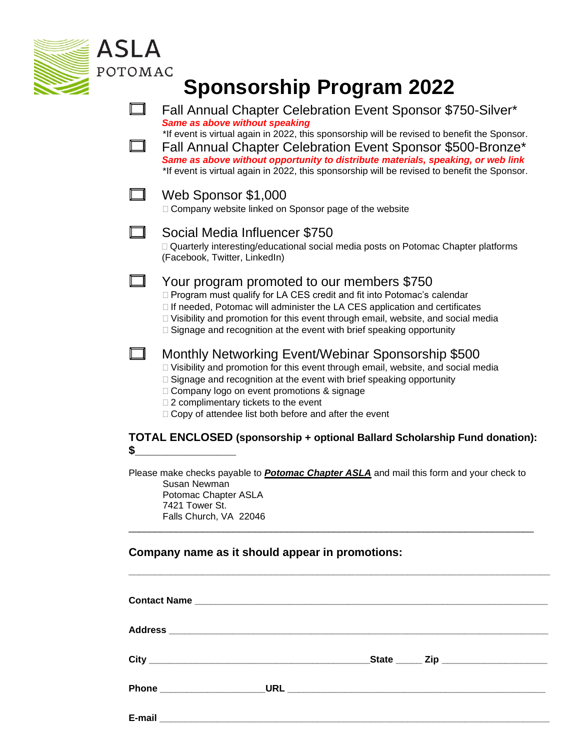ASLA POTOMAC

# Sponsorship Program 2022

☐ Fall Annual Chapter Celebration Event Sponsor $750-Silver*
***Same as above without speaking***
*If event is virtual again in 2022, this sponsorship will be revised to benefit the Sponsor.

☐ Fall Annual Chapter Celebration Event Sponsor $500-Bronze*
***Same as above without opportunity to distribute materials, speaking, or web link***
*If event is virtual again in 2022, this sponsorship will be revised to benefit the Sponsor.

☐ Web Sponsor $1,000
- Company website linked on Sponsor page of the website

☐ Social Media Influencer $750
- Quarterly interesting/educational social media posts on Potomac Chapter platforms (Facebook, Twitter, LinkedIn)

☐ Your program promoted to our members $750
- Program must qualify for LA CES credit and fit into Potomac's calendar
- If needed, Potomac will administer the LA CES application and certificates
- Visibility and promotion for this event through email, website, and social media
- Signage and recognition at the event with brief speaking opportunity

☐ Monthly Networking Event/Webinar Sponsorship $500
- Visibility and promotion for this event through email, website, and social media
- Signage and recognition at the event with brief speaking opportunity
- Company logo on event promotions & signage
- 2 complimentary tickets to the event
- Copy of attendee list both before and after the event

**TOTAL ENCLOSED (sponsorship + optional Ballard Scholarship Fund donation): $________________**

Please make checks payable to ***Potomac Chapter ASLA*** and mail this form and your check to
Susan Newman
Potomac Chapter ASLA
7421 Tower St.
Falls Church, VA 22046

---

**Company name as it should appear in promotions:**

______________________________________________________________________

**Contact Name** ______________________________________________________________

**Address** __________________________________________________________________

**City** ________________________________________ **State** _____ **Zip** __________________

**Phone** ___________________ **URL** ______________________________________________

**E-mail** ___________________________________________________________________